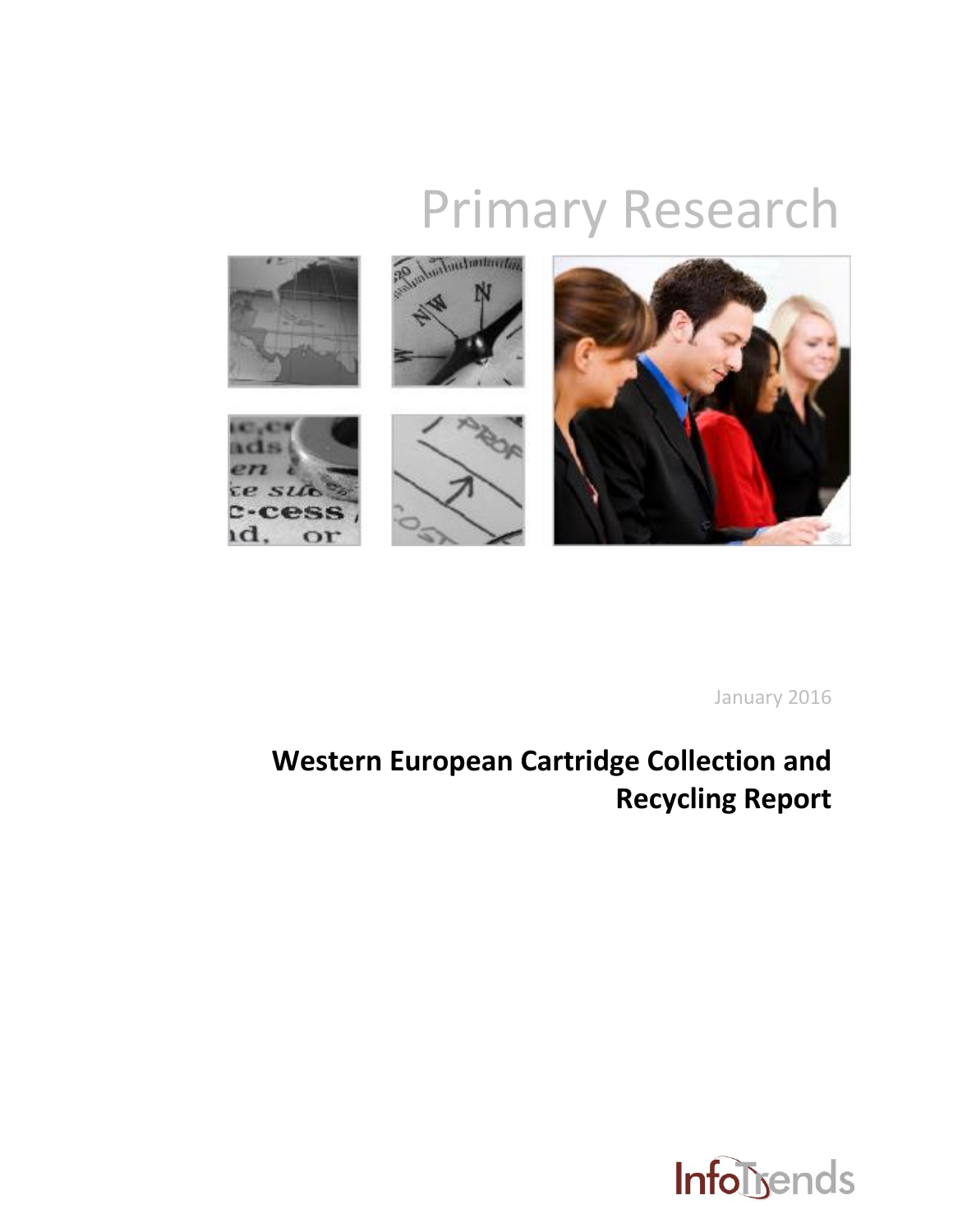# Primary Research

January 2016

## Western European Cartridge Collection and Recycling Report

InfoTrends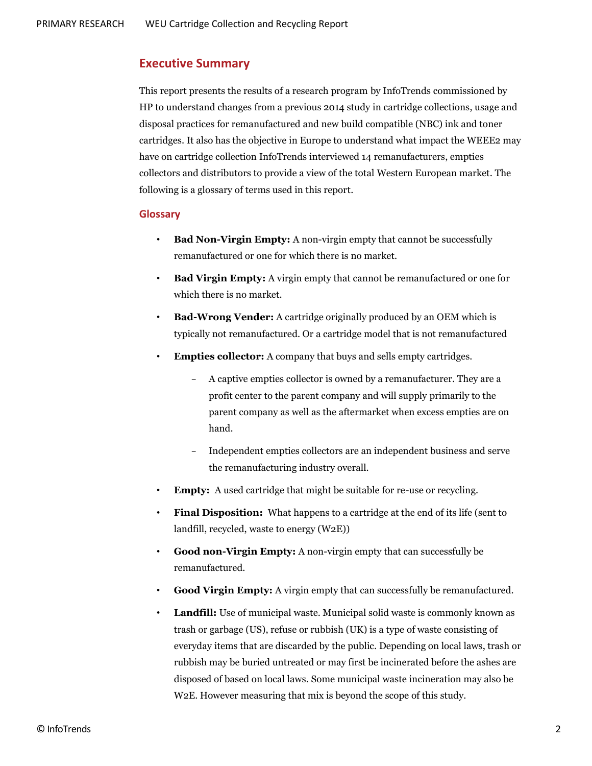## Executive Summary

This report presents the results of a research program by InfoTrends commissioned by HP to understand changes from a previous 2014 study in cartridge collections, usage and disposal practices for remanufactured and new build compatible (NBC) ink and toner cartridges. It also has the objective in Europe to understand what impact the WEEE2 may have on cartridge collection InfoTrends interviewed 14 remanufacturers, empties collectors and distributors to provide a view of the total Western European market. The following is a glossary of terms used in this report.

### Glossary

- **Bad Non-Virgin Empty:** A non-virgin empty that cannot be successfully remanufactured or one for which there is no market.
- **Bad Virgin Empty:** A virgin empty that cannot be remanufactured or one for which there is no market.
- **Bad-Wrong Vender:** A cartridge originally produced by an OEM which is typically not remanufactured. Or a cartridge model that is not remanufactured
- **Empties collector:** A company that buys and sells empty cartridges.
  - A captive empties collector is owned by a remanufacturer. They are a profit center to the parent company and will supply primarily to the parent company as well as the aftermarket when excess empties are on hand.
  - Independent empties collectors are an independent business and serve the remanufacturing industry overall.
- **Empty:** A used cartridge that might be suitable for re-use or recycling.
- **Final Disposition:** What happens to a cartridge at the end of its life (sent to landfill, recycled, waste to energy (W2E))
- **Good non-Virgin Empty:** A non-virgin empty that can successfully be remanufactured.
- **Good Virgin Empty:** A virgin empty that can successfully be remanufactured.
- **Landfill:** Use of municipal waste. Municipal solid waste is commonly known as trash or garbage (US), refuse or rubbish (UK) is a type of waste consisting of everyday items that are discarded by the public. Depending on local laws, trash or rubbish may be buried untreated or may first be incinerated before the ashes are disposed of based on local laws. Some municipal waste incineration may also be W2E. However measuring that mix is beyond the scope of this study.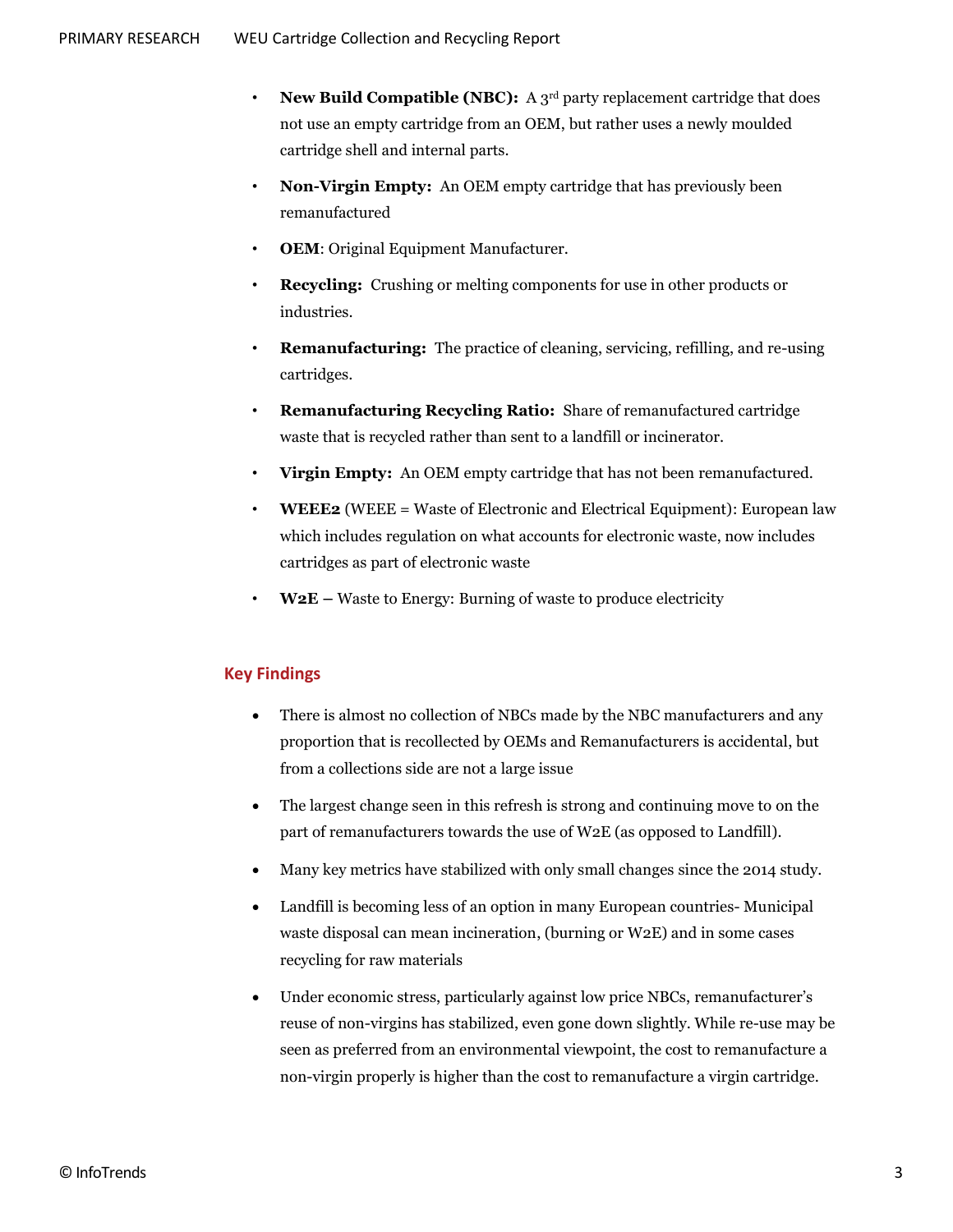- **New Build Compatible (NBC):** A 3rd party replacement cartridge that does not use an empty cartridge from an OEM, but rather uses a newly moulded cartridge shell and internal parts.
- **Non-Virgin Empty:** An OEM empty cartridge that has previously been remanufactured
- **OEM**: Original Equipment Manufacturer.
- **Recycling:** Crushing or melting components for use in other products or industries.
- **Remanufacturing:** The practice of cleaning, servicing, refilling, and re-using cartridges.
- **Remanufacturing Recycling Ratio:** Share of remanufactured cartridge waste that is recycled rather than sent to a landfill or incinerator.
- **Virgin Empty:** An OEM empty cartridge that has not been remanufactured.
- **WEEE2** (WEEE = Waste of Electronic and Electrical Equipment): European law which includes regulation on what accounts for electronic waste, now includes cartridges as part of electronic waste
- **W2E** – Waste to Energy: Burning of waste to produce electricity

## Key Findings

- There is almost no collection of NBCs made by the NBC manufacturers and any proportion that is recollected by OEMs and Remanufacturers is accidental, but from a collections side are not a large issue
- The largest change seen in this refresh is strong and continuing move to on the part of remanufacturers towards the use of W2E (as opposed to Landfill).
- Many key metrics have stabilized with only small changes since the 2014 study.
- Landfill is becoming less of an option in many European countries- Municipal waste disposal can mean incineration, (burning or W2E) and in some cases recycling for raw materials
- Under economic stress, particularly against low price NBCs, remanufacturer's reuse of non-virgins has stabilized, even gone down slightly. While re-use may be seen as preferred from an environmental viewpoint, the cost to remanufacture a non-virgin properly is higher than the cost to remanufacture a virgin cartridge.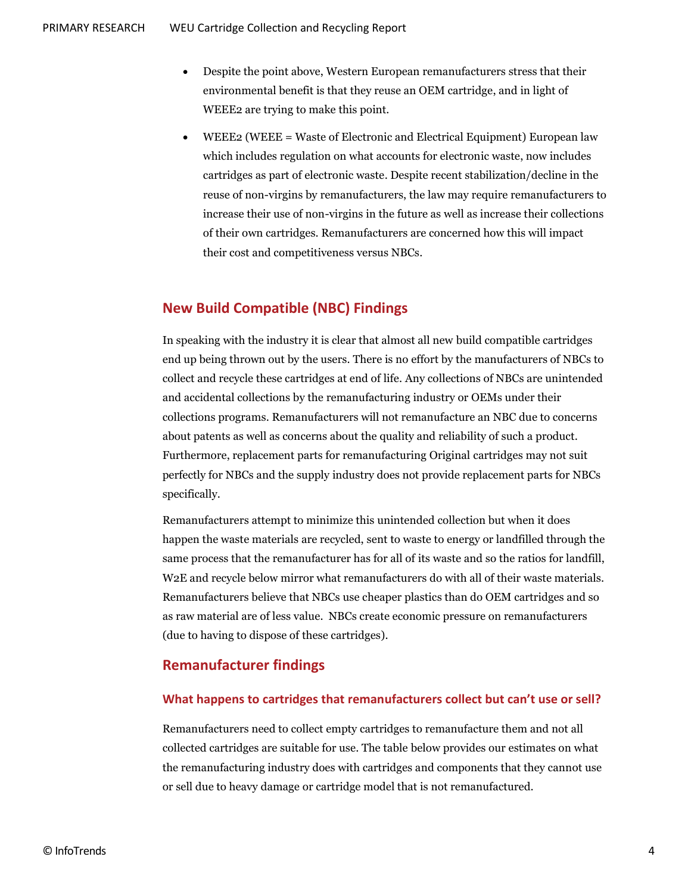- Despite the point above, Western European remanufacturers stress that their environmental benefit is that they reuse an OEM cartridge, and in light of WEEE2 are trying to make this point.
- WEEE2 (WEEE = Waste of Electronic and Electrical Equipment) European law which includes regulation on what accounts for electronic waste, now includes cartridges as part of electronic waste. Despite recent stabilization/decline in the reuse of non-virgins by remanufacturers, the law may require remanufacturers to increase their use of non-virgins in the future as well as increase their collections of their own cartridges. Remanufacturers are concerned how this will impact their cost and competitiveness versus NBCs.

## New Build Compatible (NBC) Findings

In speaking with the industry it is clear that almost all new build compatible cartridges end up being thrown out by the users. There is no effort by the manufacturers of NBCs to collect and recycle these cartridges at end of life. Any collections of NBCs are unintended and accidental collections by the remanufacturing industry or OEMs under their collections programs. Remanufacturers will not remanufacture an NBC due to concerns about patents as well as concerns about the quality and reliability of such a product. Furthermore, replacement parts for remanufacturing Original cartridges may not suit perfectly for NBCs and the supply industry does not provide replacement parts for NBCs specifically.

Remanufacturers attempt to minimize this unintended collection but when it does happen the waste materials are recycled, sent to waste to energy or landfilled through the same process that the remanufacturer has for all of its waste and so the ratios for landfill, W2E and recycle below mirror what remanufacturers do with all of their waste materials. Remanufacturers believe that NBCs use cheaper plastics than do OEM cartridges and so as raw material are of less value. NBCs create economic pressure on remanufacturers (due to having to dispose of these cartridges).

## Remanufacturer findings

### What happens to cartridges that remanufacturers collect but can't use or sell?

Remanufacturers need to collect empty cartridges to remanufacture them and not all collected cartridges are suitable for use. The table below provides our estimates on what the remanufacturing industry does with cartridges and components that they cannot use or sell due to heavy damage or cartridge model that is not remanufactured.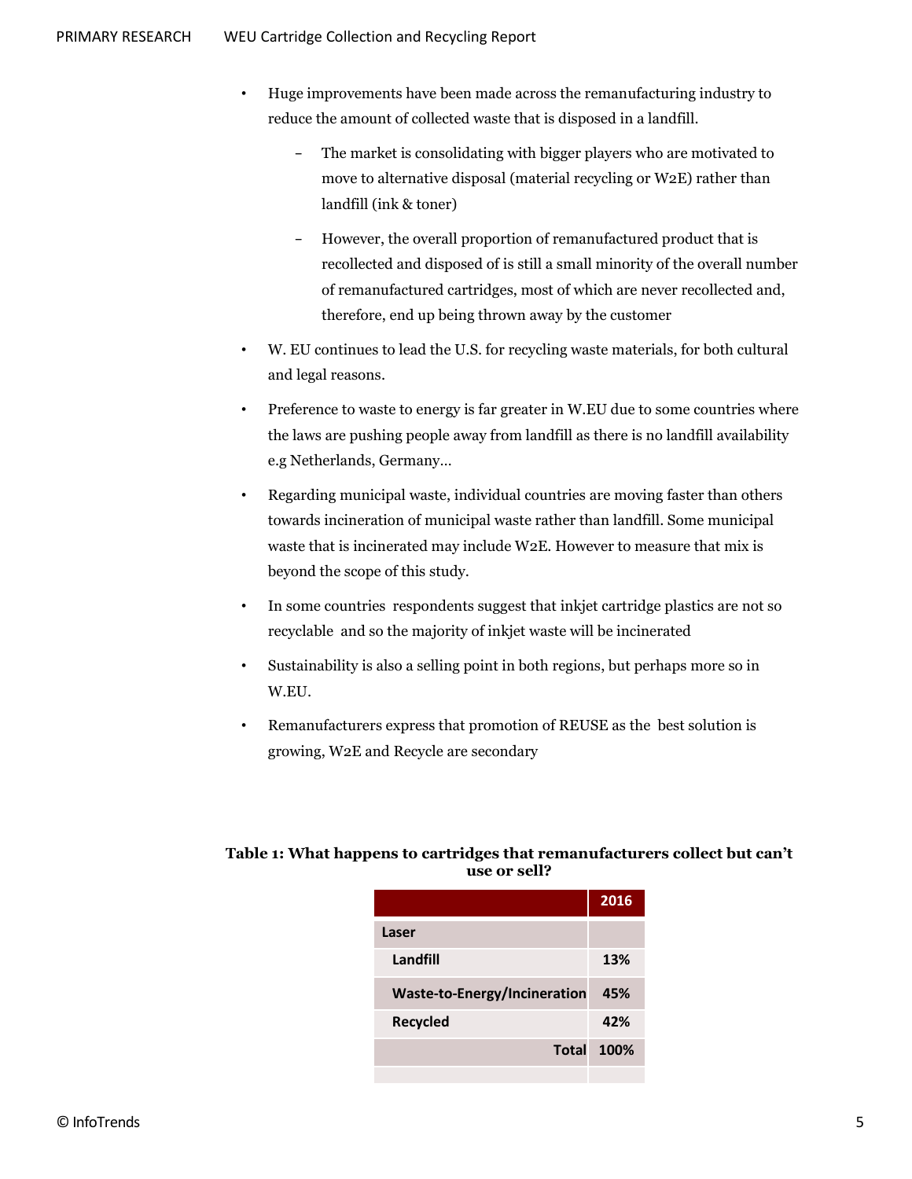- Huge improvements have been made across the remanufacturing industry to reduce the amount of collected waste that is disposed in a landfill.
  - The market is consolidating with bigger players who are motivated to move to alternative disposal (material recycling or W2E) rather than landfill (ink & toner)
  - However, the overall proportion of remanufactured product that is recollected and disposed of is still a small minority of the overall number of remanufactured cartridges, most of which are never recollected and, therefore, end up being thrown away by the customer
- W. EU continues to lead the U.S. for recycling waste materials, for both cultural and legal reasons.
- Preference to waste to energy is far greater in W.EU due to some countries where the laws are pushing people away from landfill as there is no landfill availability e.g Netherlands, Germany…
- Regarding municipal waste, individual countries are moving faster than others towards incineration of municipal waste rather than landfill. Some municipal waste that is incinerated may include W2E. However to measure that mix is beyond the scope of this study.
- In some countries respondents suggest that inkjet cartridge plastics are not so recyclable and so the majority of inkjet waste will be incinerated
- Sustainability is also a selling point in both regions, but perhaps more so in W.EU.
- Remanufacturers express that promotion of REUSE as the best solution is growing, W2E and Recycle are secondary

**Table 1: What happens to cartridges that remanufacturers collect but can't use or sell?**

| | 2016 |
|---|---|
| **Laser** | |
| **Landfill** | **13%** |
| **Waste-to-Energy/Incineration** | **45%** |
| **Recycled** | **42%** |
| **Total** | **100%** |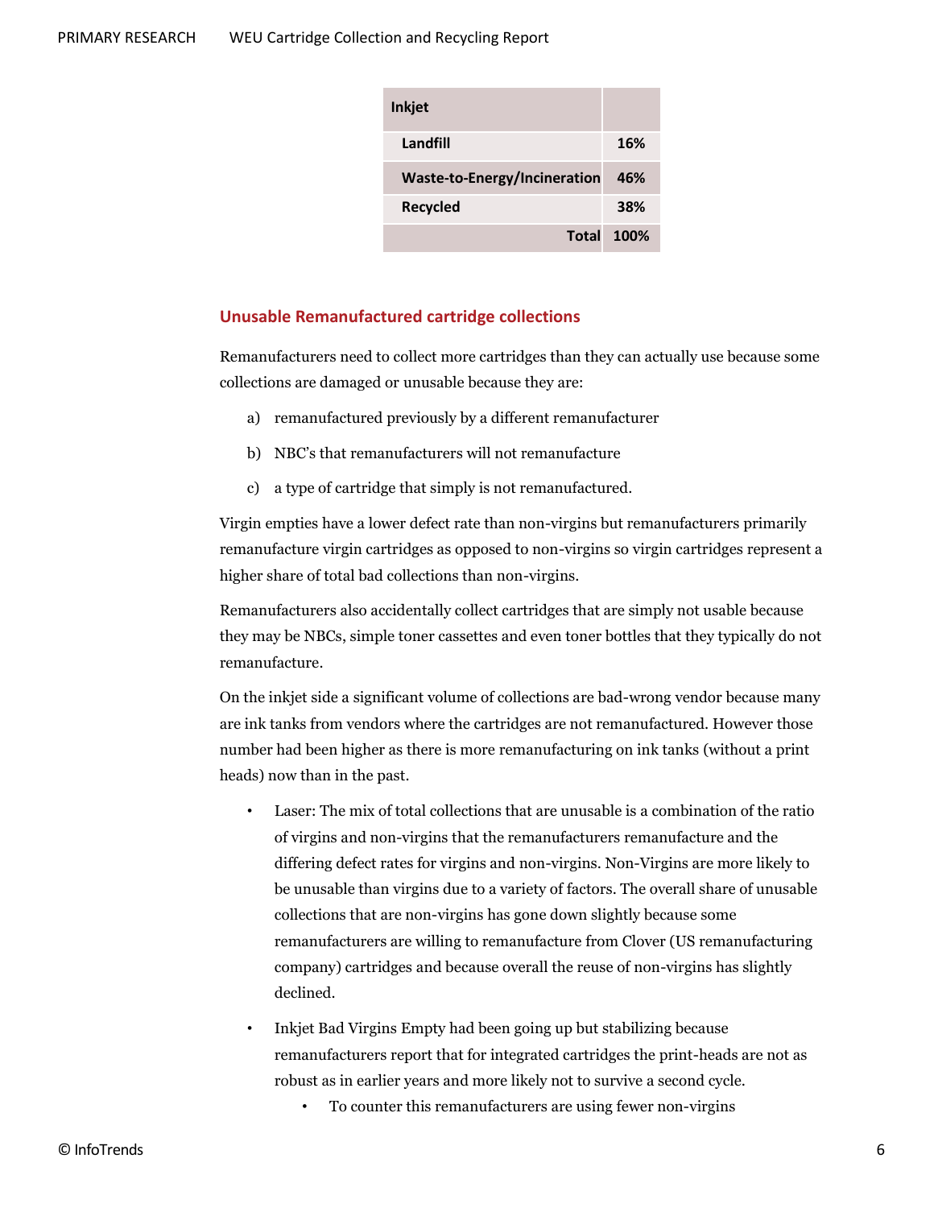| Inkjet | |
|---|---|
| Landfill | 16% |
| Waste-to-Energy/Incineration | 46% |
| Recycled | 38% |
| Total | 100% |

## Unusable Remanufactured cartridge collections

Remanufacturers need to collect more cartridges than they can actually use because some collections are damaged or unusable because they are:

a) remanufactured previously by a different remanufacturer

b) NBC's that remanufacturers will not remanufacture

c) a type of cartridge that simply is not remanufactured.

Virgin empties have a lower defect rate than non-virgins but remanufacturers primarily remanufacture virgin cartridges as opposed to non-virgins so virgin cartridges represent a higher share of total bad collections than non-virgins.

Remanufacturers also accidentally collect cartridges that are simply not usable because they may be NBCs, simple toner cassettes and toner bottles that they typically do not remanufacture.

On the inkjet side a significant volume of collections are bad-wrong vendor because many are ink tanks from vendors where the cartridges are not remanufactured. However those number had been higher as there is more remanufacturing on ink tanks (without a print heads) now than in the past.

- Laser: The mix of total collections that are unusable is a combination of the ratio of virgins and non-virgins that the remanufacturers remanufacture and the differing defect rates for virgins and non-virgins. Non-Virgins are more likely to be unusable than virgins due to a variety of factors. The overall share of unusable collections that are non-virgins has gone down slightly because some remanufacturers are willing to remanufacture from Clover (US remanufacturing company) cartridges and because overall the reuse of non-virgins has slightly declined.
- Inkjet Bad Virgins Empty had been going up but stabilizing because remanufacturers report that for integrated cartridges the print-heads are not as robust as in earlier years and more likely not to survive a second cycle.
  - To counter this remanufacturers are using fewer non-virgins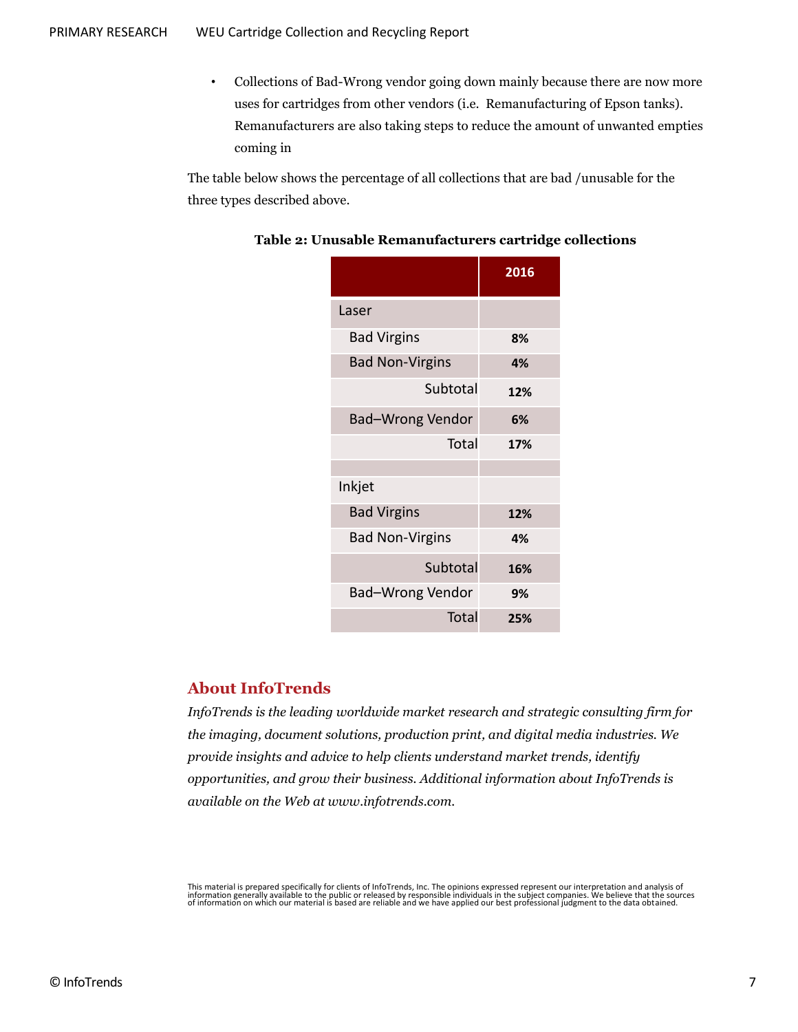- Collections of Bad-Wrong vendor going down mainly because there are now more uses for cartridges from other vendors (i.e. Remanufacturing of Epson tanks). Remanufacturers are also taking steps to reduce the amount of unwanted empties coming in

The table below shows the percentage of all collections that are bad /unusable for the three types described above.

**Table 2: Unusable Remanufacturers cartridge collections**

| | 2016 |
|---|---|
| Laser | |
| Bad Virgins | 8% |
| Bad Non-Virgins | 4% |
| Subtotal | 12% |
| Bad–Wrong Vendor | 6% |
| Total | 17% |
| | |
| Inkjet | |
| Bad Virgins | 12% |
| Bad Non-Virgins | 4% |
| Subtotal | 16% |
| Bad–Wrong Vendor | 9% |
| Total | 25% |

## About InfoTrends

*InfoTrends is the leading worldwide market research and strategic consulting firm for the imaging, document solutions, production print, and digital media industries. We provide insights and advice to help clients understand market trends, identify opportunities, and grow their business. Additional information about InfoTrends is available on the Web at www.infotrends.com.*

This material is prepared specifically for clients of InfoTrends, Inc. The opinions expressed represent our interpretation and analysis of information generally available to the public or released by responsible individuals in the subject companies. We believe that the sources of information on which our material is based are reliable and we have applied our best professional judgment to the data obtained.